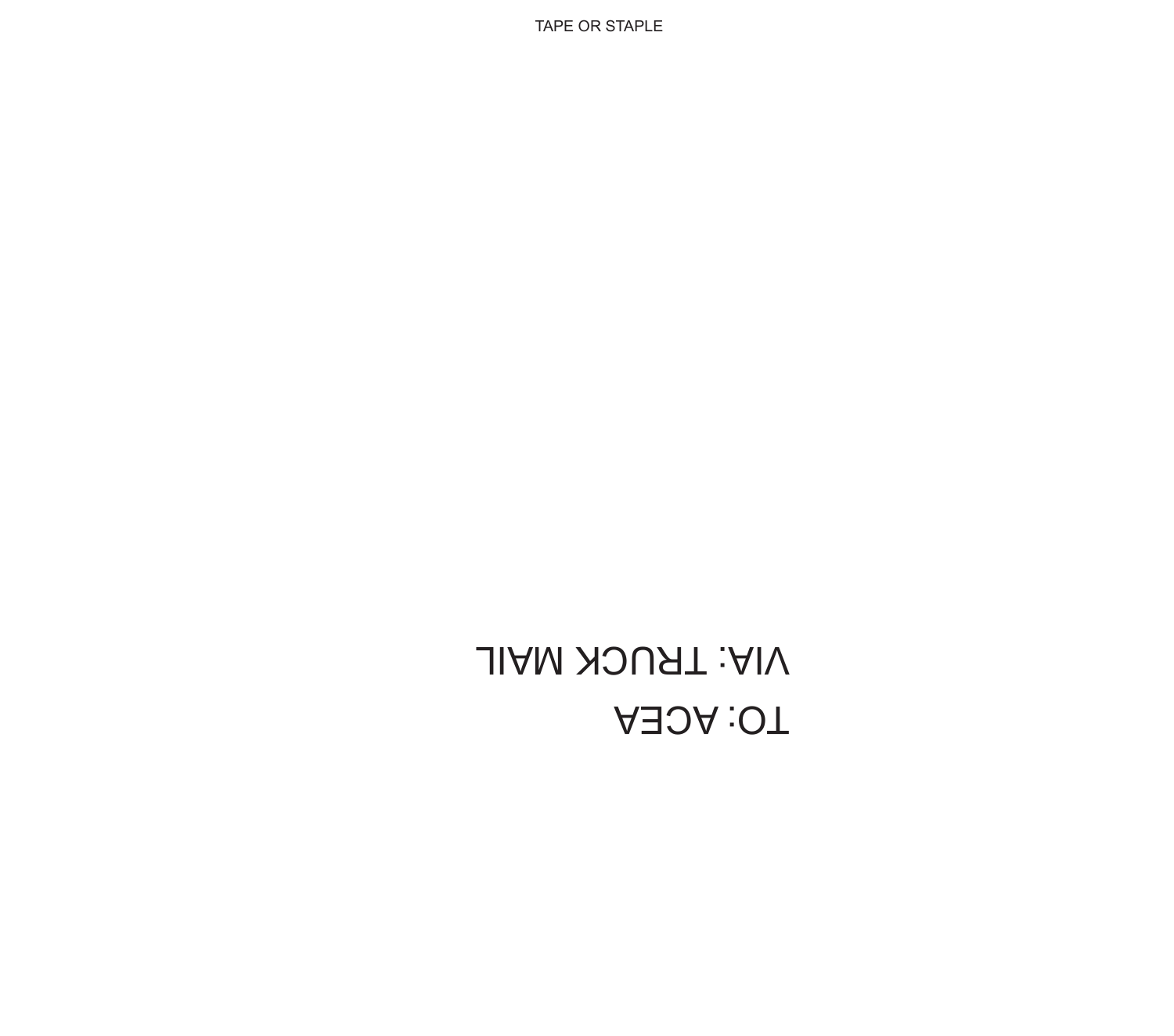TAPE OR STAPLE

VIA: TRUCK MAIL

TO: ACEA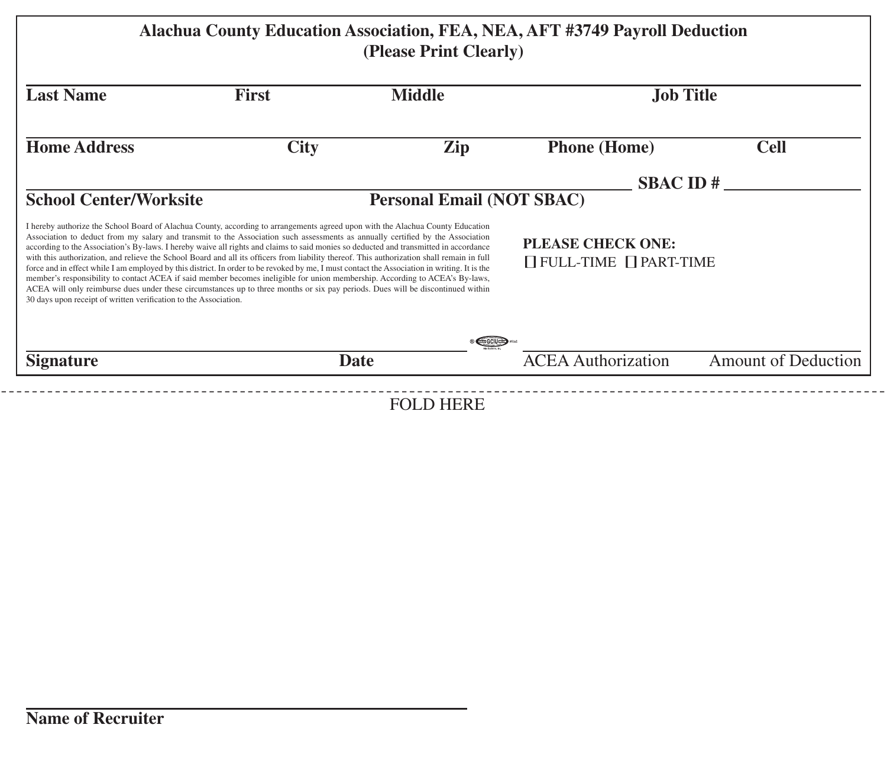**Alachua County Education Association, FEA, NEA, AFT #3749 Payroll Deduction**
**(Please Print Clearly)**

**Last Name** **First** **Middle** **Job Title**

**Home Address** **City** **Zip** **Phone (Home)** **Cell**

**SBAC ID #** ________________

**School Center/Worksite** **Personal Email (NOT SBAC)**

I hereby authorize the School Board of Alachua County, according to arrangements agreed upon with the Alachua County Education Association to deduct from my salary and transmit to the Association such assessments as annually certified by the Association according to the Association's By-laws. I hereby waive all rights and claims to said monies so deducted and transmitted in accordance with this authorization, and relieve the School Board and all its officers from liability thereof. This authorization shall remain in full force and in effect while I am employed by this district. In order to be revoked by me, I must contact the Association in writing. It is the member's responsibility to contact ACEA if said member becomes ineligible for union membership. According to ACEA's By-laws, ACEA will only reimburse dues under these circumstances up to three months or six pay periods. Dues will be discontinued within 30 days upon receipt of written verification to the Association.

**PLEASE CHECK ONE:**

[] FULL-TIME [] PART-TIME

**Signature** **Date**

ACEA Authorization Amount of Deduction

FOLD HERE

**Name of Recruiter**